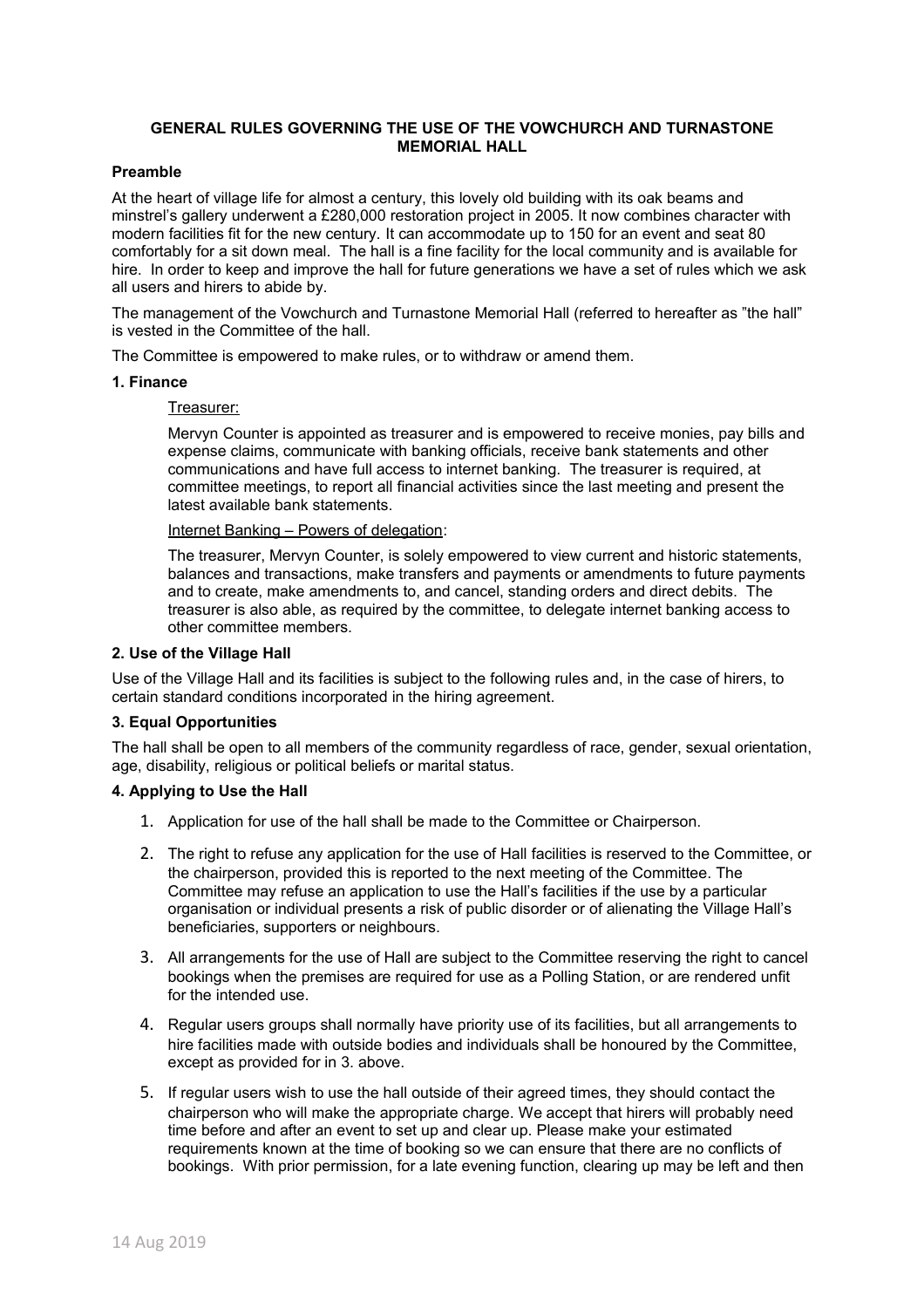# GENERAL RULES GOVERNING THE USE OF THE VOWCHURCH AND TURNASTONE MEMORIAL HALL

## Preamble

At the heart of village life for almost a century, this lovely old building with its oak beams and minstrel's gallery underwent a £280,000 restoration project in 2005. It now combines character with modern facilities fit for the new century. It can accommodate up to 150 for an event and seat 80 comfortably for a sit down meal. The hall is a fine facility for the local community and is available for hire. In order to keep and improve the hall for future generations we have a set of rules which we ask all users and hirers to abide by.

The management of the Vowchurch and Turnastone Memorial Hall (referred to hereafter as "the hall" is vested in the Committee of the hall.

The Committee is empowered to make rules, or to withdraw or amend them.

## 1. Finance

Treasurer:

Mervyn Counter is appointed as treasurer and is empowered to receive monies, pay bills and expense claims, communicate with banking officials, receive bank statements and other communications and have full access to internet banking. The treasurer is required, at committee meetings, to report all financial activities since the last meeting and present the latest available bank statements.

Internet Banking – Powers of delegation:

The treasurer, Mervyn Counter, is solely empowered to view current and historic statements, balances and transactions, make transfers and payments or amendments to future payments and to create, make amendments to, and cancel, standing orders and direct debits. The treasurer is also able, as required by the committee, to delegate internet banking access to other committee members.

## 2. Use of the Village Hall

Use of the Village Hall and its facilities is subject to the following rules and, in the case of hirers, to certain standard conditions incorporated in the hiring agreement.

## 3. Equal Opportunities

The hall shall be open to all members of the community regardless of race, gender, sexual orientation, age, disability, religious or political beliefs or marital status.

## 4. Applying to Use the Hall

1. Application for use of the hall shall be made to the Committee or Chairperson.
2. The right to refuse any application for the use of Hall facilities is reserved to the Committee, or the chairperson, provided this is reported to the next meeting of the Committee. The Committee may refuse an application to use the Hall's facilities if the use by a particular organisation or individual presents a risk of public disorder or of alienating the Village Hall's beneficiaries, supporters or neighbours.
3. All arrangements for the use of Hall are subject to the Committee reserving the right to cancel bookings when the premises are required for use as a Polling Station, or are rendered unfit for the intended use.
4. Regular users groups shall normally have priority use of its facilities, but all arrangements to hire facilities made with outside bodies and individuals shall be honoured by the Committee, except as provided for in 3. above.
5. If regular users wish to use the hall outside of their agreed times, they should contact the chairperson who will make the appropriate charge. We accept that hirers will probably need time before and after an event to set up and clear up. Please make your estimated requirements known at the time of booking so we can ensure that there are no conflicts of bookings. With prior permission, for a late evening function, clearing up may be left and then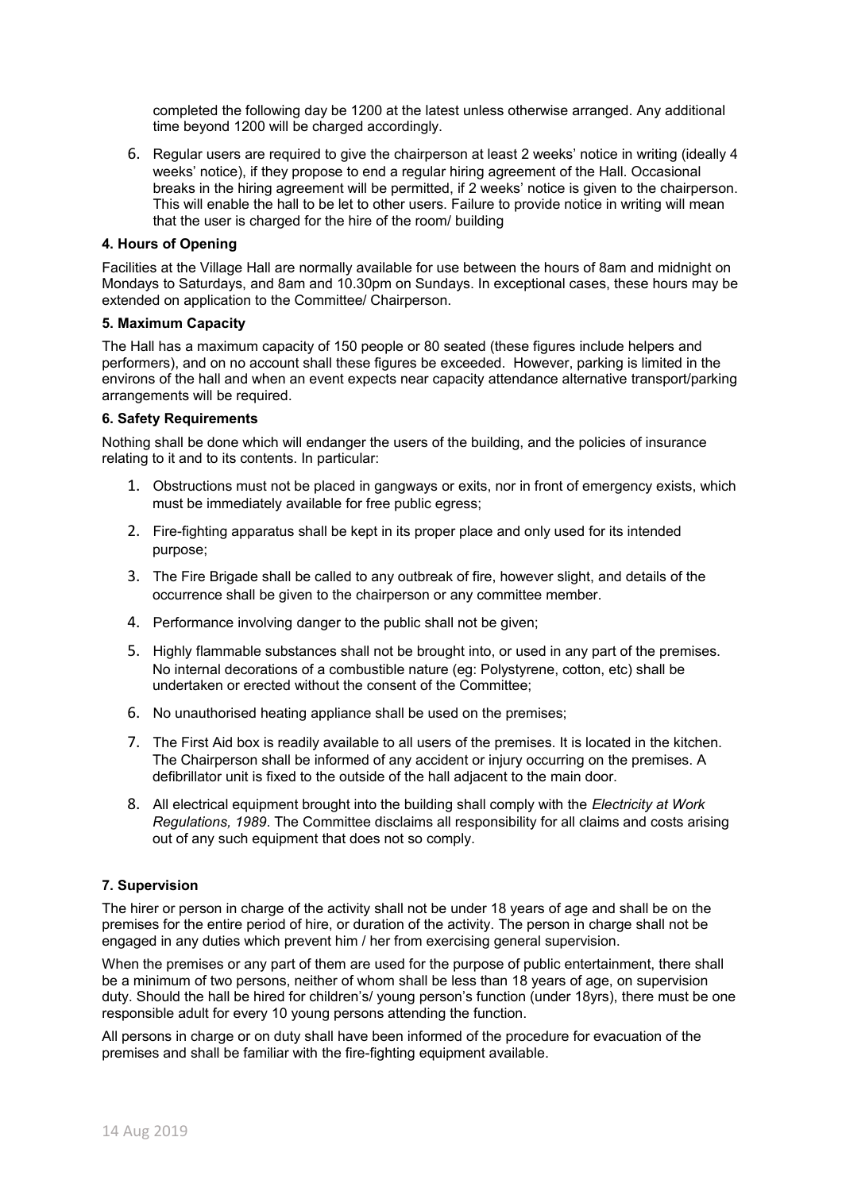completed the following day be 1200 at the latest unless otherwise arranged. Any additional time beyond 1200 will be charged accordingly.

6. Regular users are required to give the chairperson at least 2 weeks' notice in writing (ideally 4 weeks' notice), if they propose to end a regular hiring agreement of the Hall. Occasional breaks in the hiring agreement will be permitted, if 2 weeks' notice is given to the chairperson. This will enable the hall to be let to other users. Failure to provide notice in writing will mean that the user is charged for the hire of the room/ building

**4. Hours of Opening**

Facilities at the Village Hall are normally available for use between the hours of 8am and midnight on Mondays to Saturdays, and 8am and 10.30pm on Sundays. In exceptional cases, these hours may be extended on application to the Committee/ Chairperson.

**5. Maximum Capacity**

The Hall has a maximum capacity of 150 people or 80 seated (these figures include helpers and performers), and on no account shall these figures be exceeded. However, parking is limited in the environs of the hall and when an event expects near capacity attendance alternative transport/parking arrangements will be required.

**6. Safety Requirements**

Nothing shall be done which will endanger the users of the building, and the policies of insurance relating to it and to its contents. In particular:

1. Obstructions must not be placed in gangways or exits, nor in front of emergency exists, which must be immediately available for free public egress;
2. Fire-fighting apparatus shall be kept in its proper place and only used for its intended purpose;
3. The Fire Brigade shall be called to any outbreak of fire, however slight, and details of the occurrence shall be given to the chairperson or any committee member.
4. Performance involving danger to the public shall not be given;
5. Highly flammable substances shall not be brought into, or used in any part of the premises. No internal decorations of a combustible nature (eg: Polystyrene, cotton, etc) shall be undertaken or erected without the consent of the Committee;
6. No unauthorised heating appliance shall be used on the premises;
7. The First Aid box is readily available to all users of the premises. It is located in the kitchen. The Chairperson shall be informed of any accident or injury occurring on the premises. A defibrillator unit is fixed to the outside of the hall adjacent to the main door.
8. All electrical equipment brought into the building shall comply with the *Electricity at Work Regulations, 1989*. The Committee disclaims all responsibility for all claims and costs arising out of any such equipment that does not so comply.

**7. Supervision**

The hirer or person in charge of the activity shall not be under 18 years of age and shall be on the premises for the entire period of hire, or duration of the activity. The person in charge shall not be engaged in any duties which prevent him / her from exercising general supervision.

When the premises or any part of them are used for the purpose of public entertainment, there shall be a minimum of two persons, neither of whom shall be less than 18 years of age, on supervision duty. Should the hall be hired for children's/ young person's function (under 18yrs), there must be one responsible adult for every 10 young persons attending the function.

All persons in charge or on duty shall have been informed of the procedure for evacuation of the premises and shall be familiar with the fire-fighting equipment available.

14 Aug 2019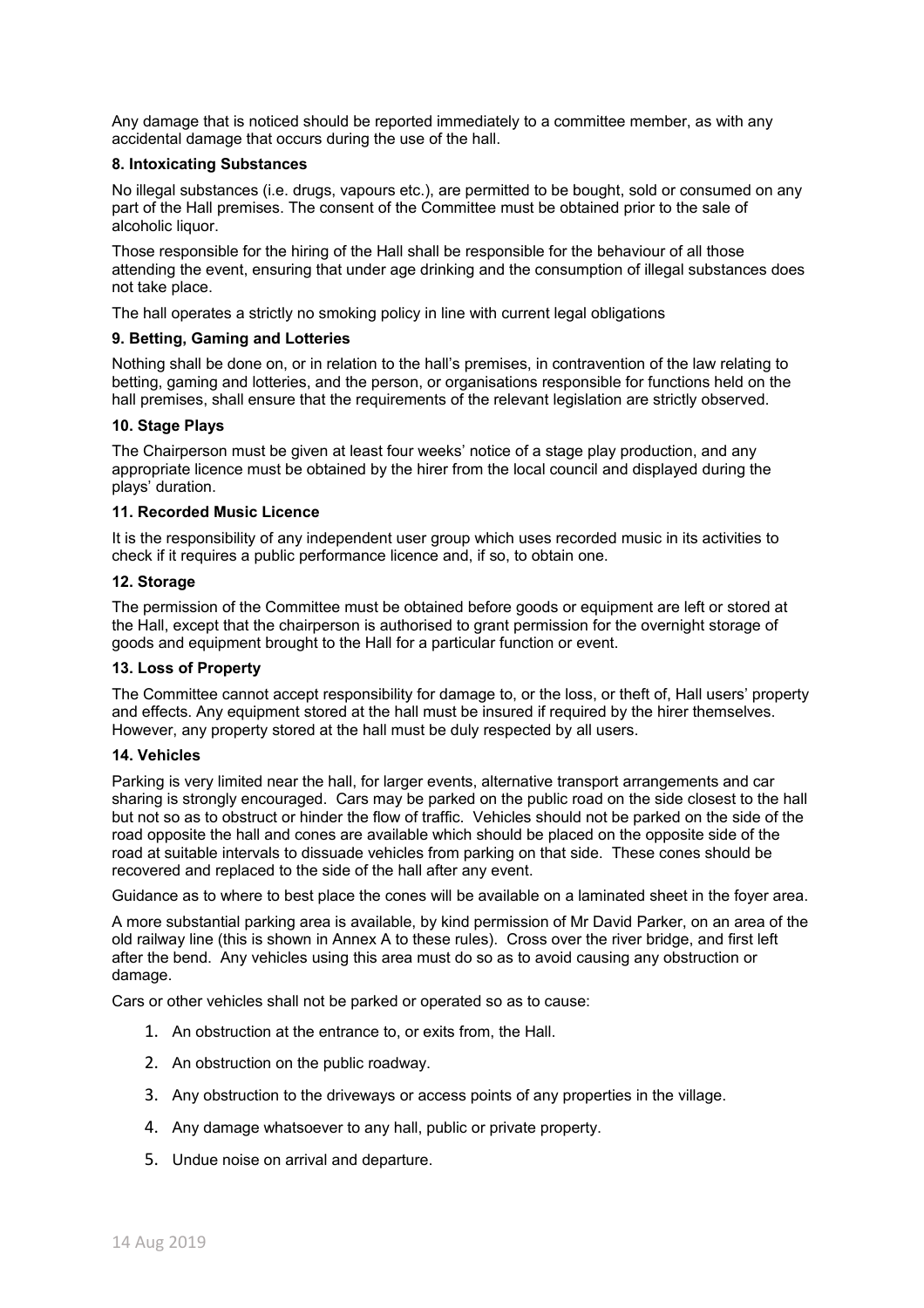Any damage that is noticed should be reported immediately to a committee member, as with any accidental damage that occurs during the use of the hall.

**8. Intoxicating Substances**

No illegal substances (i.e. drugs, vapours etc.), are permitted to be bought, sold or consumed on any part of the Hall premises. The consent of the Committee must be obtained prior to the sale of alcoholic liquor.

Those responsible for the hiring of the Hall shall be responsible for the behaviour of all those attending the event, ensuring that under age drinking and the consumption of illegal substances does not take place.

The hall operates a strictly no smoking policy in line with current legal obligations

**9. Betting, Gaming and Lotteries**

Nothing shall be done on, or in relation to the hall's premises, in contravention of the law relating to betting, gaming and lotteries, and the person, or organisations responsible for functions held on the hall premises, shall ensure that the requirements of the relevant legislation are strictly observed.

**10. Stage Plays**

The Chairperson must be given at least four weeks' notice of a stage play production, and any appropriate licence must be obtained by the hirer from the local council and displayed during the plays' duration.

**11. Recorded Music Licence**

It is the responsibility of any independent user group which uses recorded music in its activities to check if it requires a public performance licence and, if so, to obtain one.

**12. Storage**

The permission of the Committee must be obtained before goods or equipment are left or stored at the Hall, except that the chairperson is authorised to grant permission for the overnight storage of goods and equipment brought to the Hall for a particular function or event.

**13. Loss of Property**

The Committee cannot accept responsibility for damage to, or the loss, or theft of, Hall users' property and effects. Any equipment stored at the hall must be insured if required by the hirer themselves. However, any property stored at the hall must be duly respected by all users.

**14. Vehicles**

Parking is very limited near the hall, for larger events, alternative transport arrangements and car sharing is strongly encouraged. Cars may be parked on the public road on the side closest to the hall but not so as to obstruct or hinder the flow of traffic. Vehicles should not be parked on the side of the road opposite the hall and cones are available which should be placed on the opposite side of the road at suitable intervals to dissuade vehicles from parking on that side. These cones should be recovered and replaced to the side of the hall after any event.

Guidance as to where to best place the cones will be available on a laminated sheet in the foyer area.

A more substantial parking area is available, by kind permission of Mr David Parker, on an area of the old railway line (this is shown in Annex A to these rules). Cross over the river bridge, and first left after the bend. Any vehicles using this area must do so as to avoid causing any obstruction or damage.

Cars or other vehicles shall not be parked or operated so as to cause:

1. An obstruction at the entrance to, or exits from, the Hall.
2. An obstruction on the public roadway.
3. Any obstruction to the driveways or access points of any properties in the village.
4. Any damage whatsoever to any hall, public or private property.
5. Undue noise on arrival and departure.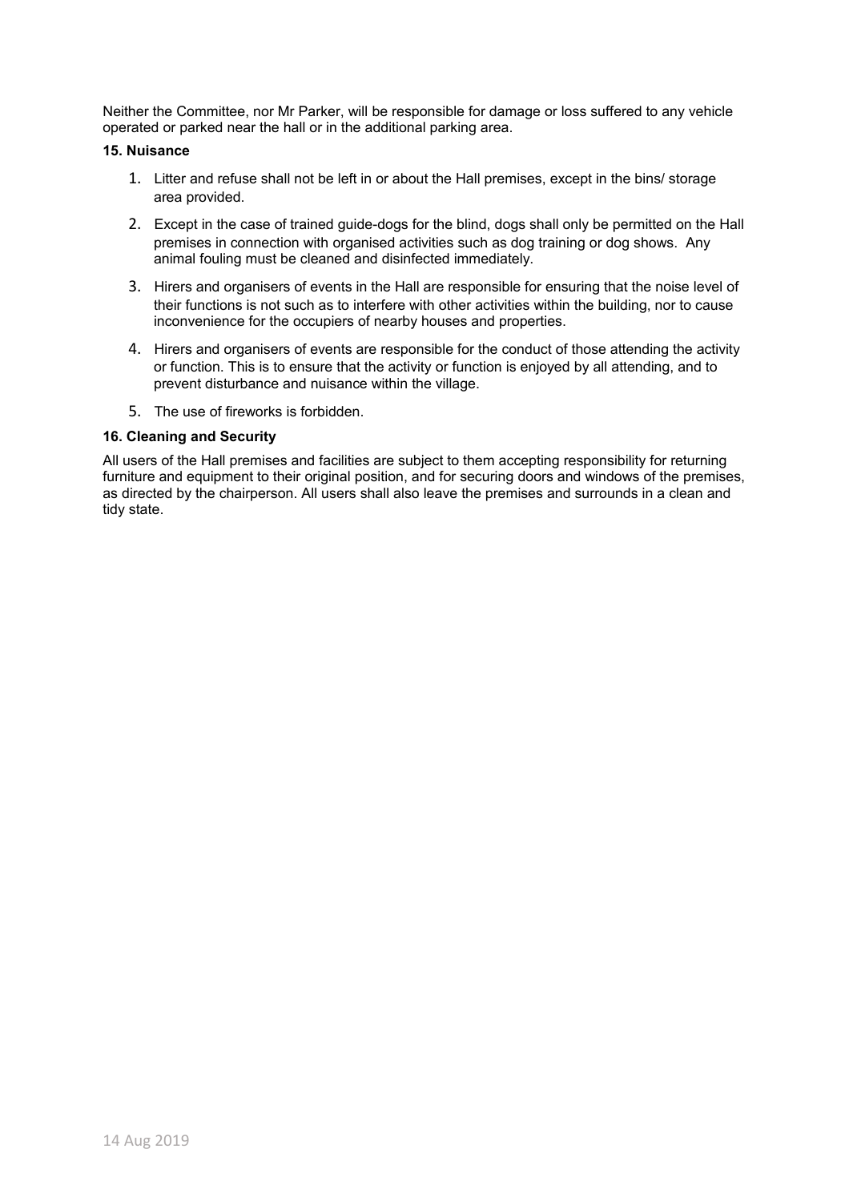Neither the Committee, nor Mr Parker, will be responsible for damage or loss suffered to any vehicle operated or parked near the hall or in the additional parking area.

**15. Nuisance**

1. Litter and refuse shall not be left in or about the Hall premises, except in the bins/ storage area provided.
2. Except in the case of trained guide-dogs for the blind, dogs shall only be permitted on the Hall premises in connection with organised activities such as dog training or dog shows. Any animal fouling must be cleaned and disinfected immediately.
3. Hirers and organisers of events in the Hall are responsible for ensuring that the noise level of their functions is not such as to interfere with other activities within the building, nor to cause inconvenience for the occupiers of nearby houses and properties.
4. Hirers and organisers of events are responsible for the conduct of those attending the activity or function. This is to ensure that the activity or function is enjoyed by all attending, and to prevent disturbance and nuisance within the village.
5. The use of fireworks is forbidden.

**16. Cleaning and Security**

All users of the Hall premises and facilities are subject to them accepting responsibility for returning furniture and equipment to their original position, and for securing doors and windows of the premises, as directed by the chairperson. All users shall also leave the premises and surrounds in a clean and tidy state.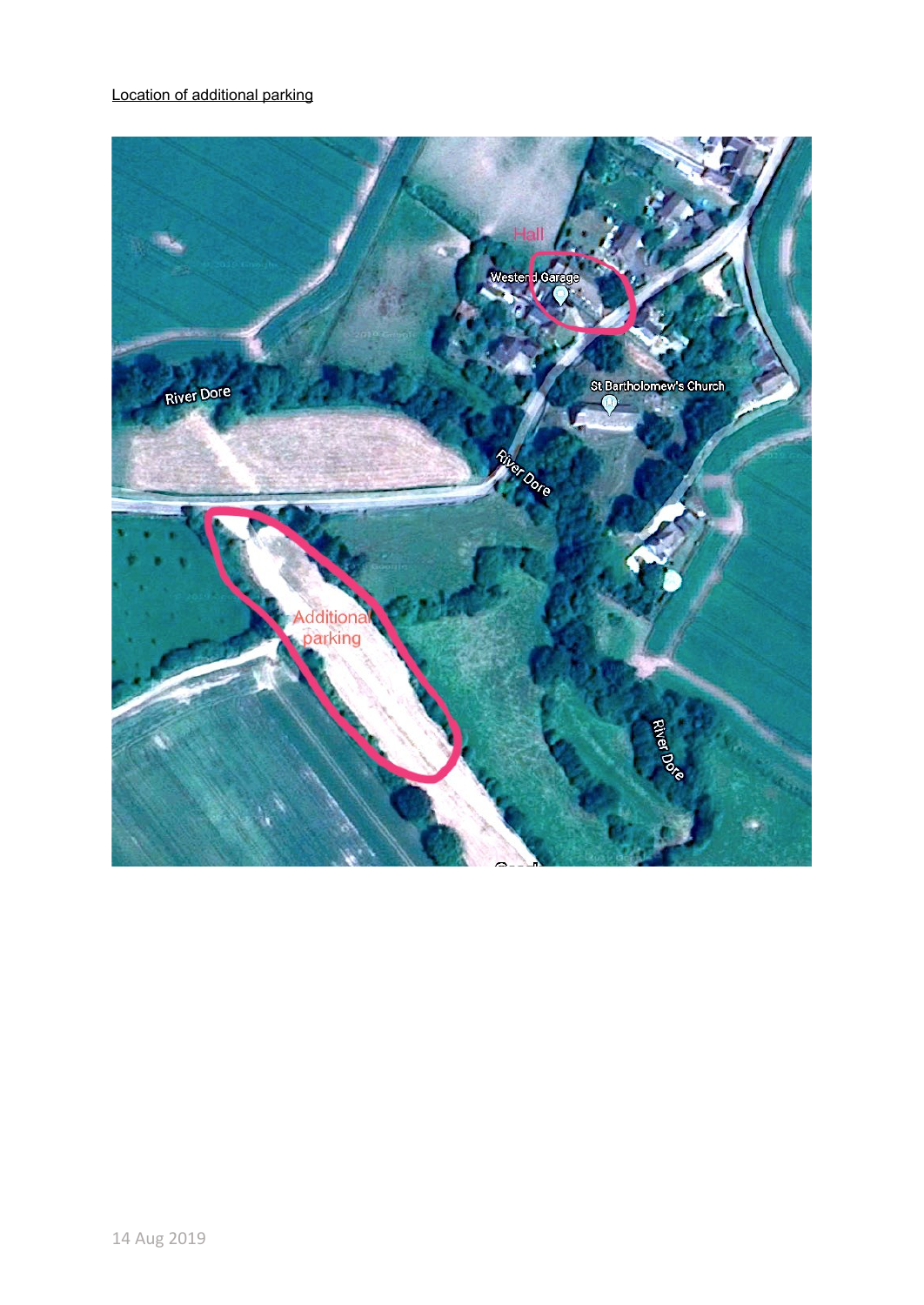Location of additional parking

Hall

Westend Garage

River Dore

St Bartholomew's Church

River Dore

Additional parking

River Dore

14 Aug 2019